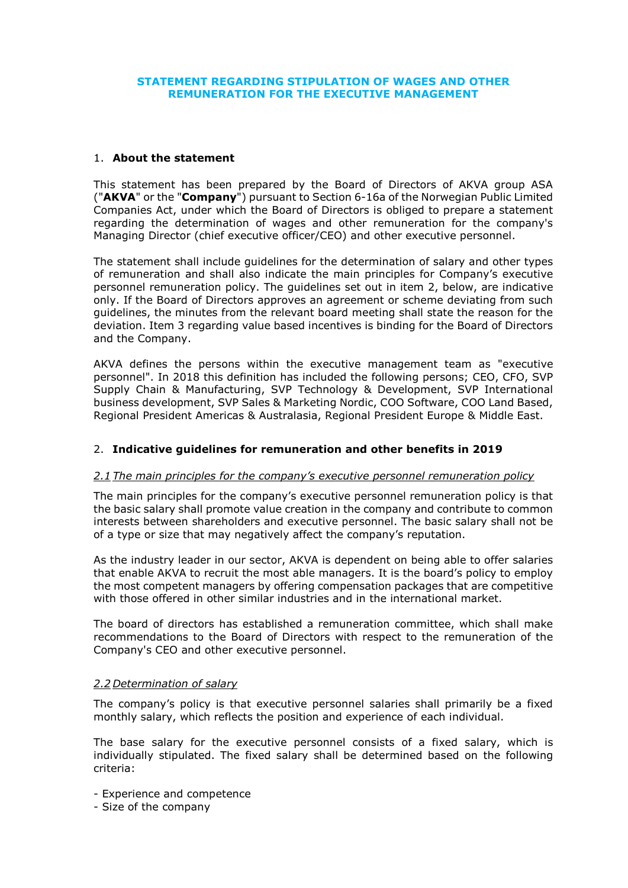# STATEMENT REGARDING STIPULATION OF WAGES AND OTHER REMUNERATION FOR THE EXECUTIVE MANAGEMENT

## 1. About the statement

This statement has been prepared by the Board of Directors of AKVA group ASA ("**AKVA**" or the "**Company**") pursuant to Section 6-16a of the Norwegian Public Limited Companies Act, under which the Board of Directors is obliged to prepare a statement regarding the determination of wages and other remuneration for the company's Managing Director (chief executive officer/CEO) and other executive personnel.

The statement shall include guidelines for the determination of salary and other types of remuneration and shall also indicate the main principles for Company's executive personnel remuneration policy. The guidelines set out in item 2, below, are indicative only. If the Board of Directors approves an agreement or scheme deviating from such guidelines, the minutes from the relevant board meeting shall state the reason for the deviation. Item 3 regarding value based incentives is binding for the Board of Directors and the Company.

AKVA defines the persons within the executive management team as "executive personnel". In 2018 this definition has included the following persons; CEO, CFO, SVP Supply Chain & Manufacturing, SVP Technology & Development, SVP International business development, SVP Sales & Marketing Nordic, COO Software, COO Land Based, Regional President Americas & Australasia, Regional President Europe & Middle East.

## 2. Indicative guidelines for remuneration and other benefits in 2019

### *2.1 The main principles for the company's executive personnel remuneration policy*

The main principles for the company's executive personnel remuneration policy is that the basic salary shall promote value creation in the company and contribute to common interests between shareholders and executive personnel. The basic salary shall not be of a type or size that may negatively affect the company's reputation.

As the industry leader in our sector, AKVA is dependent on being able to offer salaries that enable AKVA to recruit the most able managers. It is the board's policy to employ the most competent managers by offering compensation packages that are competitive with those offered in other similar industries and in the international market.

The board of directors has established a remuneration committee, which shall make recommendations to the Board of Directors with respect to the remuneration of the Company's CEO and other executive personnel.

### *2.2 Determination of salary*

The company's policy is that executive personnel salaries shall primarily be a fixed monthly salary, which reflects the position and experience of each individual.

The base salary for the executive personnel consists of a fixed salary, which is individually stipulated. The fixed salary shall be determined based on the following criteria:

- Experience and competence
- Size of the company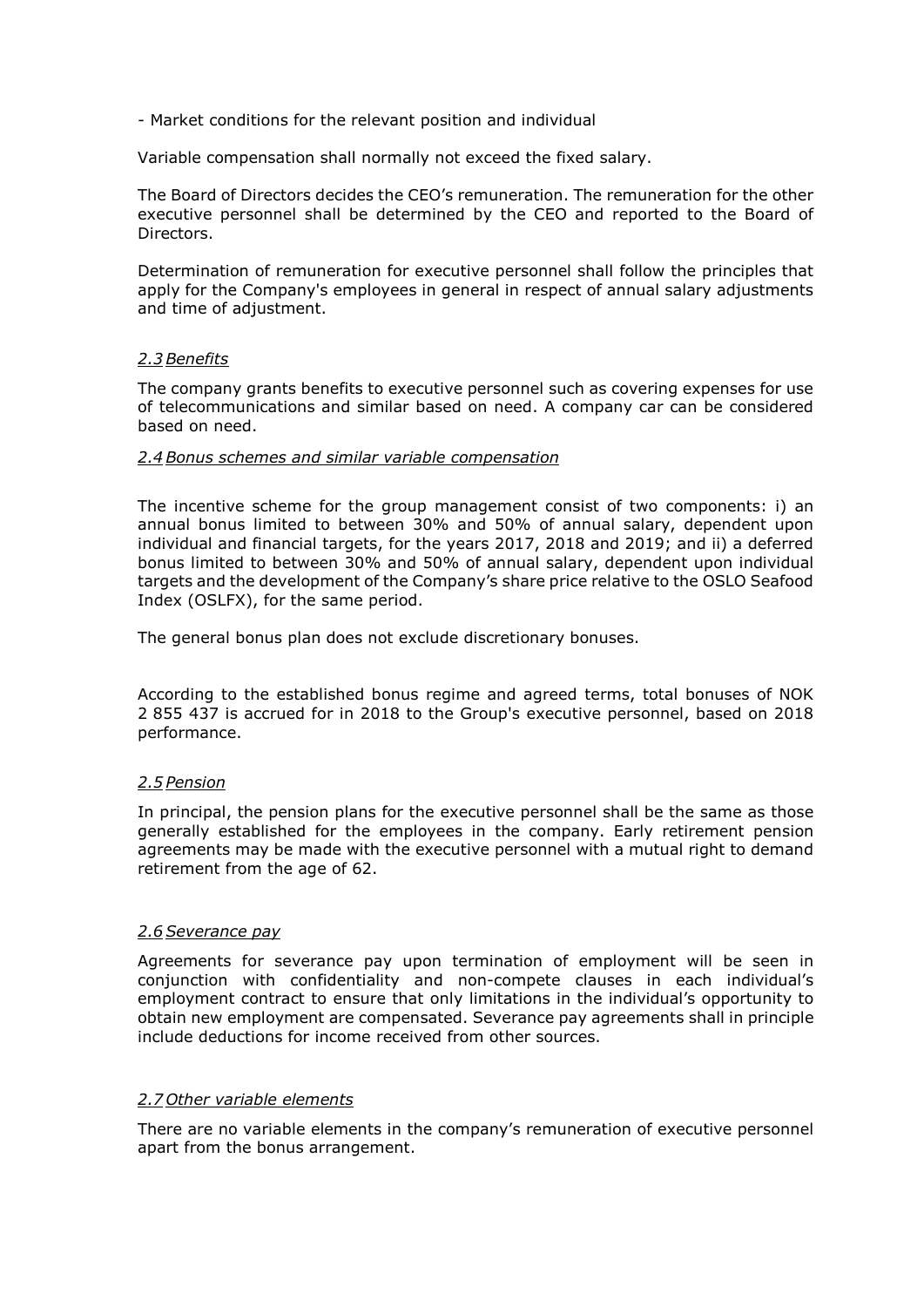- Market conditions for the relevant position and individual

Variable compensation shall normally not exceed the fixed salary.

The Board of Directors decides the CEO's remuneration. The remuneration for the other executive personnel shall be determined by the CEO and reported to the Board of Directors.

Determination of remuneration for executive personnel shall follow the principles that apply for the Company's employees in general in respect of annual salary adjustments and time of adjustment.

### *2.3 Benefits*

The company grants benefits to executive personnel such as covering expenses for use of telecommunications and similar based on need. A company car can be considered based on need.

### *2.4 Bonus schemes and similar variable compensation*

The incentive scheme for the group management consist of two components: i) an annual bonus limited to between 30% and 50% of annual salary, dependent upon individual and financial targets, for the years 2017, 2018 and 2019; and ii) a deferred bonus limited to between 30% and 50% of annual salary, dependent upon individual targets and the development of the Company's share price relative to the OSLO Seafood Index (OSLFX), for the same period.

The general bonus plan does not exclude discretionary bonuses.

According to the established bonus regime and agreed terms, total bonuses of NOK 2 855 437 is accrued for in 2018 to the Group's executive personnel, based on 2018 performance.

### *2.5 Pension*

In principal, the pension plans for the executive personnel shall be the same as those generally established for the employees in the company. Early retirement pension agreements may be made with the executive personnel with a mutual right to demand retirement from the age of 62.

### *2.6 Severance pay*

Agreements for severance pay upon termination of employment will be seen in conjunction with confidentiality and non-compete clauses in each individual's employment contract to ensure that only limitations in the individual's opportunity to obtain new employment are compensated. Severance pay agreements shall in principle include deductions for income received from other sources.

### *2.7 Other variable elements*

There are no variable elements in the company's remuneration of executive personnel apart from the bonus arrangement.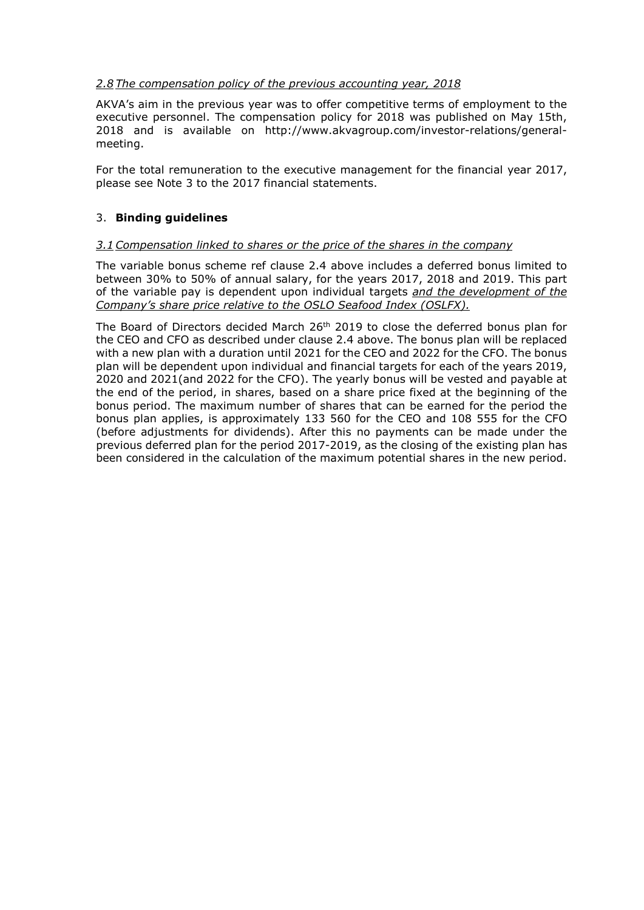### *2.8 The compensation policy of the previous accounting year, 2018*

AKVA's aim in the previous year was to offer competitive terms of employment to the executive personnel. The compensation policy for 2018 was published on May 15th, 2018 and is available on http://www.akvagroup.com/investor-relations/general-meeting.

For the total remuneration to the executive management for the financial year 2017, please see Note 3 to the 2017 financial statements.

## 3. **Binding guidelines**

### *3.1 Compensation linked to shares or the price of the shares in the company*

The variable bonus scheme ref clause 2.4 above includes a deferred bonus limited to between 30% to 50% of annual salary, for the years 2017, 2018 and 2019. This part of the variable pay is dependent upon individual targets *and the development of the Company's share price relative to the OSLO Seafood Index (OSLFX).*

The Board of Directors decided March 26th 2019 to close the deferred bonus plan for the CEO and CFO as described under clause 2.4 above. The bonus plan will be replaced with a new plan with a duration until 2021 for the CEO and 2022 for the CFO. The bonus plan will be dependent upon individual and financial targets for each of the years 2019, 2020 and 2021(and 2022 for the CFO). The yearly bonus will be vested and payable at the end of the period, in shares, based on a share price fixed at the beginning of the bonus period. The maximum number of shares that can be earned for the period the bonus plan applies, is approximately 133 560 for the CEO and 108 555 for the CFO (before adjustments for dividends). After this no payments can be made under the previous deferred plan for the period 2017-2019, as the closing of the existing plan has been considered in the calculation of the maximum potential shares in the new period.